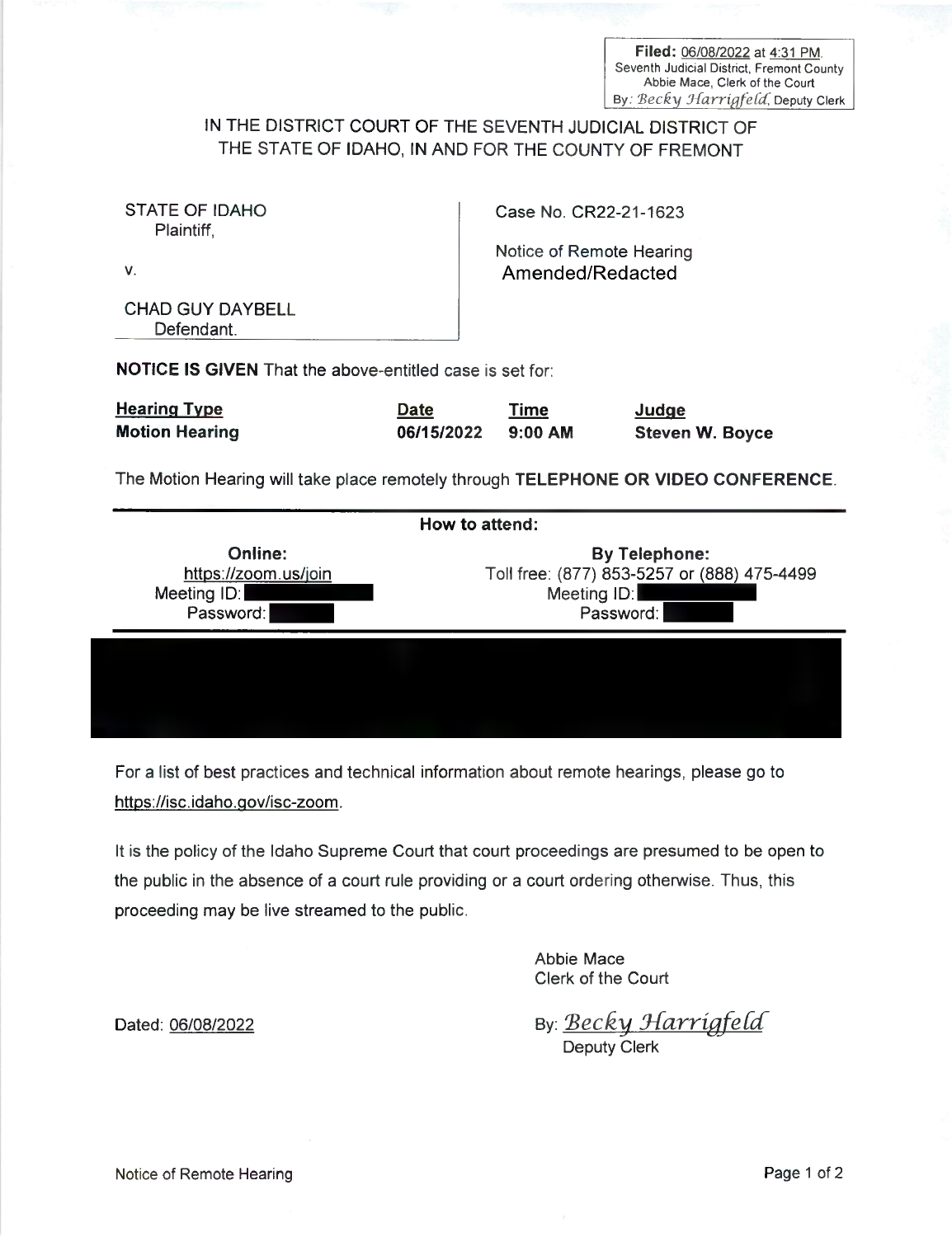**Filed:** 06/08/2022 at 4:31 PM.
Seventh Judicial District, Fremont County
Abbie Mace, Clerk of the Court
By: *Becky Harrigfeld*, Deputy Clerk

# IN THE DISTRICT COURT OF THE SEVENTH JUDICIAL DISTRICT OF THE STATE OF IDAHO, IN AND FOR THE COUNTY OF FREMONT

| | |
|---|---|
| STATE OF IDAHO<br>Plaintiff,<br><br>v.<br><br>CHAD GUY DAYBELL<br>Defendant. | Case No. CR22-21-1623<br><br>Notice of Remote Hearing<br>Amended/Redacted |

**NOTICE IS GIVEN** That the above-entitled case is set for:

| **Hearing Type** | **Date** | **Time** | **Judge** |
|---|---|---|---|
| **Motion Hearing** | **06/15/2022** | **9:00 AM** | **Steven W. Boyce** |

The Motion Hearing will take place remotely through **TELEPHONE OR VIDEO CONFERENCE**.

**How to attend:**

| **Online:** | **By Telephone:** |
|---|---|
| https://zoom.us/join | Toll free: (877) 853-5257 or (888) 475-4499 |
| Meeting ID: [REDACTED] | Meeting ID: [REDACTED] |
| Password: [REDACTED] | Password: [REDACTED] |

[REDACTED]

For a list of best practices and technical information about remote hearings, please go to https://isc.idaho.gov/isc-zoom.

It is the policy of the Idaho Supreme Court that court proceedings are presumed to be open to the public in the absence of a court rule providing or a court ordering otherwise. Thus, this proceeding may be live streamed to the public.

Abbie Mace
Clerk of the Court

Dated: 06/08/2022

By: *Becky Harrigfeld*
Deputy Clerk

Notice of Remote Hearing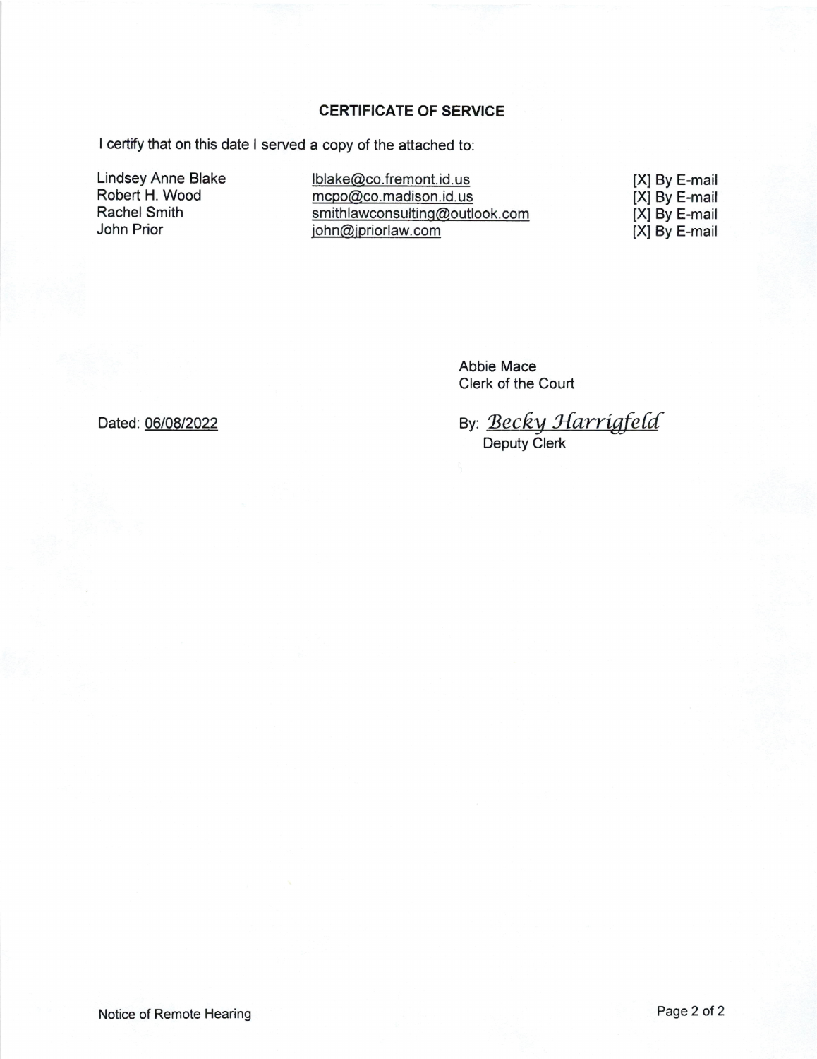## CERTIFICATE OF SERVICE

I certify that on this date I served a copy of the attached to:

| | | |
|---|---|---|
| Lindsey Anne Blake | lblake@co.fremont.id.us | [X] By E-mail |
| Robert H. Wood | mcpo@co.madison.id.us | [X] By E-mail |
| Rachel Smith | smithlawconsulting@outlook.com | [X] By E-mail |
| John Prior | john@jpriorlaw.com | [X] By E-mail |

Abbie Mace
Clerk of the Court

Dated: 06/08/2022

By: *Becky Harrigfeld*
Deputy Clerk

Notice of Remote Hearing